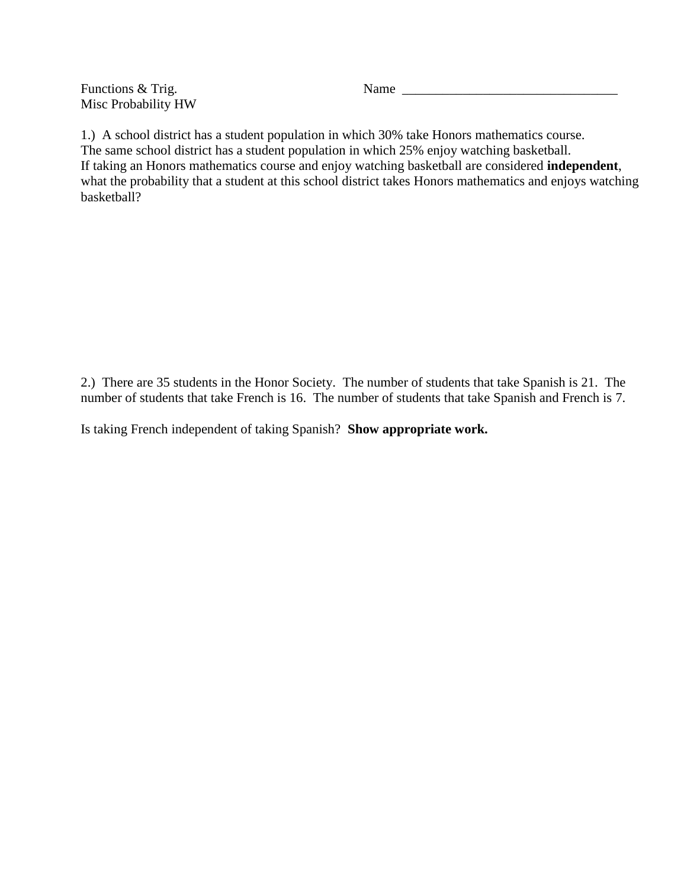Functions & Trig.

Misc Probability HW

Name ________________________________

1.) A school district has a student population in which 30% take Honors mathematics course. The same school district has a student population in which 25% enjoy watching basketball. If taking an Honors mathematics course and enjoy watching basketball are considered **independent**, what the probability that a student at this school district takes Honors mathematics and enjoys watching basketball?

2.) There are 35 students in the Honor Society. The number of students that take Spanish is 21. The number of students that take French is 16. The number of students that take Spanish and French is 7.

Is taking French independent of taking Spanish? **Show appropriate work.**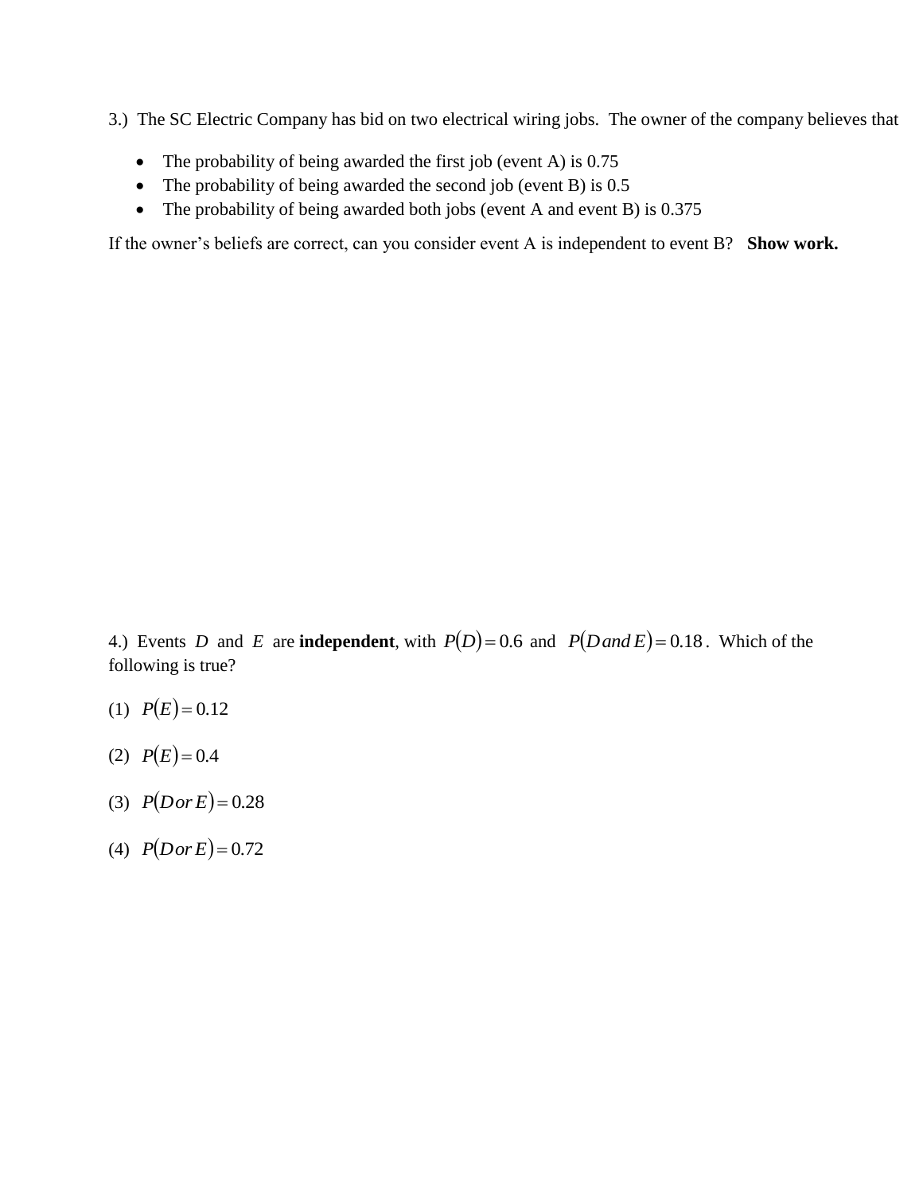3.) The SC Electric Company has bid on two electrical wiring jobs. The owner of the company believes that

- The probability of being awarded the first job (event A) is 0.75
- The probability of being awarded the second job (event B) is 0.5
- The probability of being awarded both jobs (event A and event B) is 0.375

If the owner's beliefs are correct, can you consider event A is independent to event B? **Show work.**

4.) Events $D$ and $E$ are **independent**, with $P(D) = 0.6$ and $P(D \, and \, E) = 0.18$. Which of the following is true?

(1) $P(E) = 0.12$

(2) $P(E) = 0.4$

(3) $P(D \, or \, E) = 0.28$

(4) $P(D \, or \, E) = 0.72$